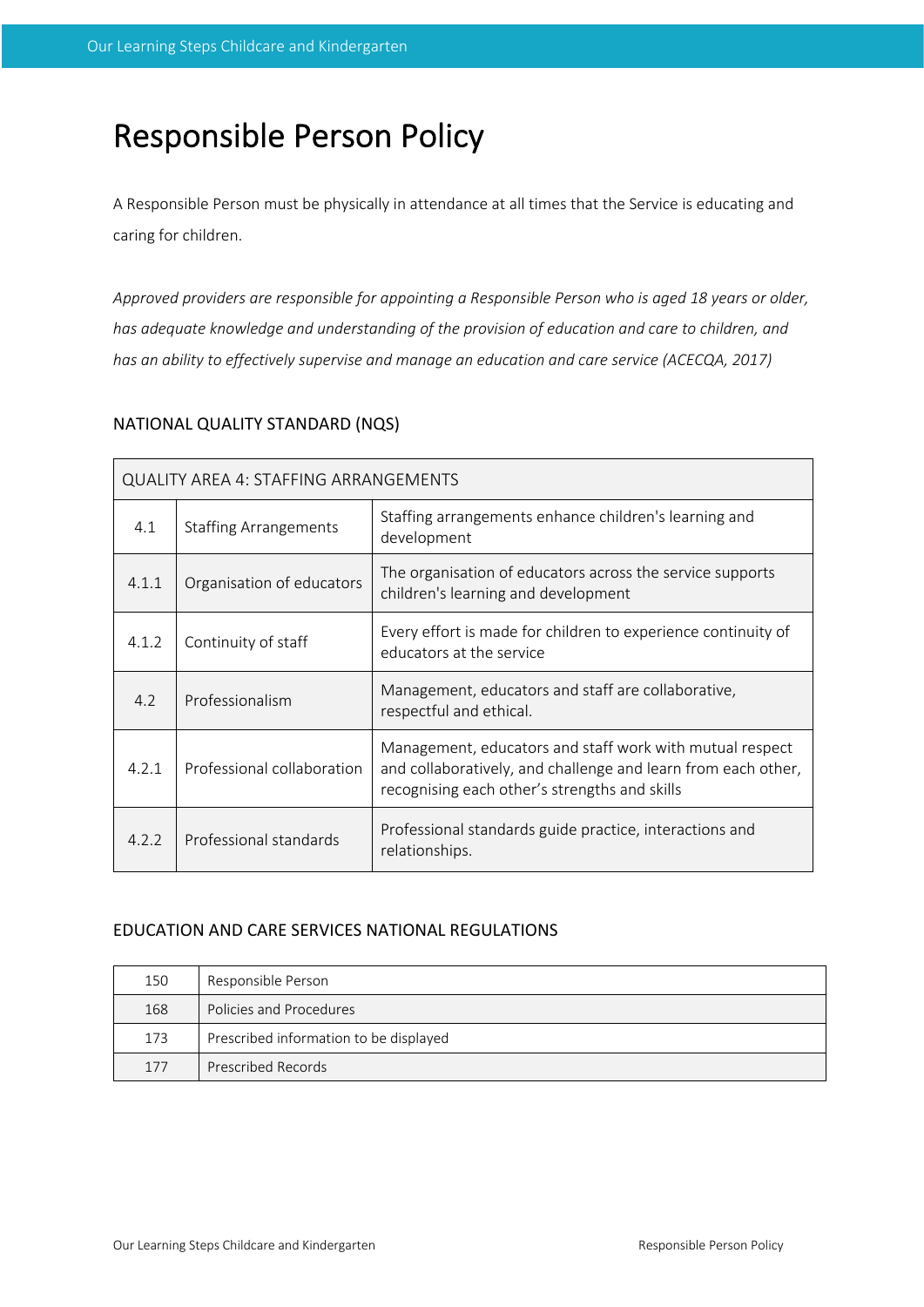# Responsible Person Policy

A Responsible Person must be physically in attendance at all times that the Service is educating and caring for children.

*Approved providers are responsible for appointing a Responsible Person who is aged 18 years or older, has adequate knowledge and understanding of the provision of education and care to children, and has an ability to effectively supervise and manage an education and care service (ACECQA, 2017)*

## NATIONAL QUALITY STANDARD (NQS)

| QUALITY AREA 4: STAFFING ARRANGEMENTS | | |
|---|---|---|
| 4.1 | Staffing Arrangements | Staffing arrangements enhance children's learning and development |
| 4.1.1 | Organisation of educators | The organisation of educators across the service supports children's learning and development |
| 4.1.2 | Continuity of staff | Every effort is made for children to experience continuity of educators at the service |
| 4.2 | Professionalism | Management, educators and staff are collaborative, respectful and ethical. |
| 4.2.1 | Professional collaboration | Management, educators and staff work with mutual respect and collaboratively, and challenge and learn from each other, recognising each other's strengths and skills |
| 4.2.2 | Professional standards | Professional standards guide practice, interactions and relationships. |

## EDUCATION AND CARE SERVICES NATIONAL REGULATIONS

| | |
|---|---|
| 150 | Responsible Person |
| 168 | Policies and Procedures |
| 173 | Prescribed information to be displayed |
| 177 | Prescribed Records |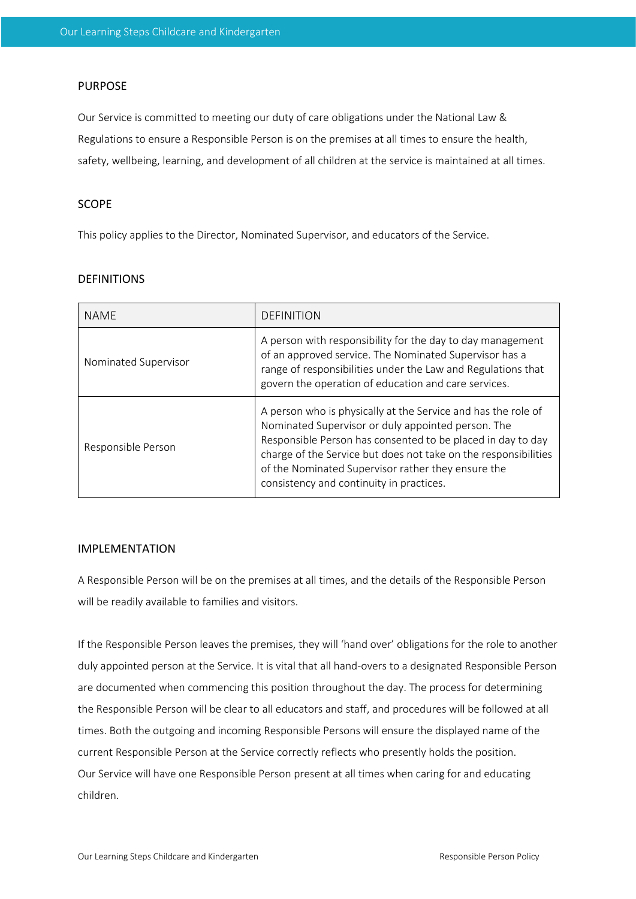## PURPOSE

Our Service is committed to meeting our duty of care obligations under the National Law & Regulations to ensure a Responsible Person is on the premises at all times to ensure the health, safety, wellbeing, learning, and development of all children at the service is maintained at all times.

## SCOPE

This policy applies to the Director, Nominated Supervisor, and educators of the Service.

## DEFINITIONS

| NAME | DEFINITION |
|---|---|
| Nominated Supervisor | A person with responsibility for the day to day management of an approved service. The Nominated Supervisor has a range of responsibilities under the Law and Regulations that govern the operation of education and care services. |
| Responsible Person | A person who is physically at the Service and has the role of Nominated Supervisor or duly appointed person. The Responsible Person has consented to be placed in day to day charge of the Service but does not take on the responsibilities of the Nominated Supervisor rather they ensure the consistency and continuity in practices. |

## IMPLEMENTATION

A Responsible Person will be on the premises at all times, and the details of the Responsible Person will be readily available to families and visitors.

If the Responsible Person leaves the premises, they will 'hand over' obligations for the role to another duly appointed person at the Service. It is vital that all hand-overs to a designated Responsible Person are documented when commencing this position throughout the day. The process for determining the Responsible Person will be clear to all educators and staff, and procedures will be followed at all times. Both the outgoing and incoming Responsible Persons will ensure the displayed name of the current Responsible Person at the Service correctly reflects who presently holds the position.
Our Service will have one Responsible Person present at all times when caring for and educating children.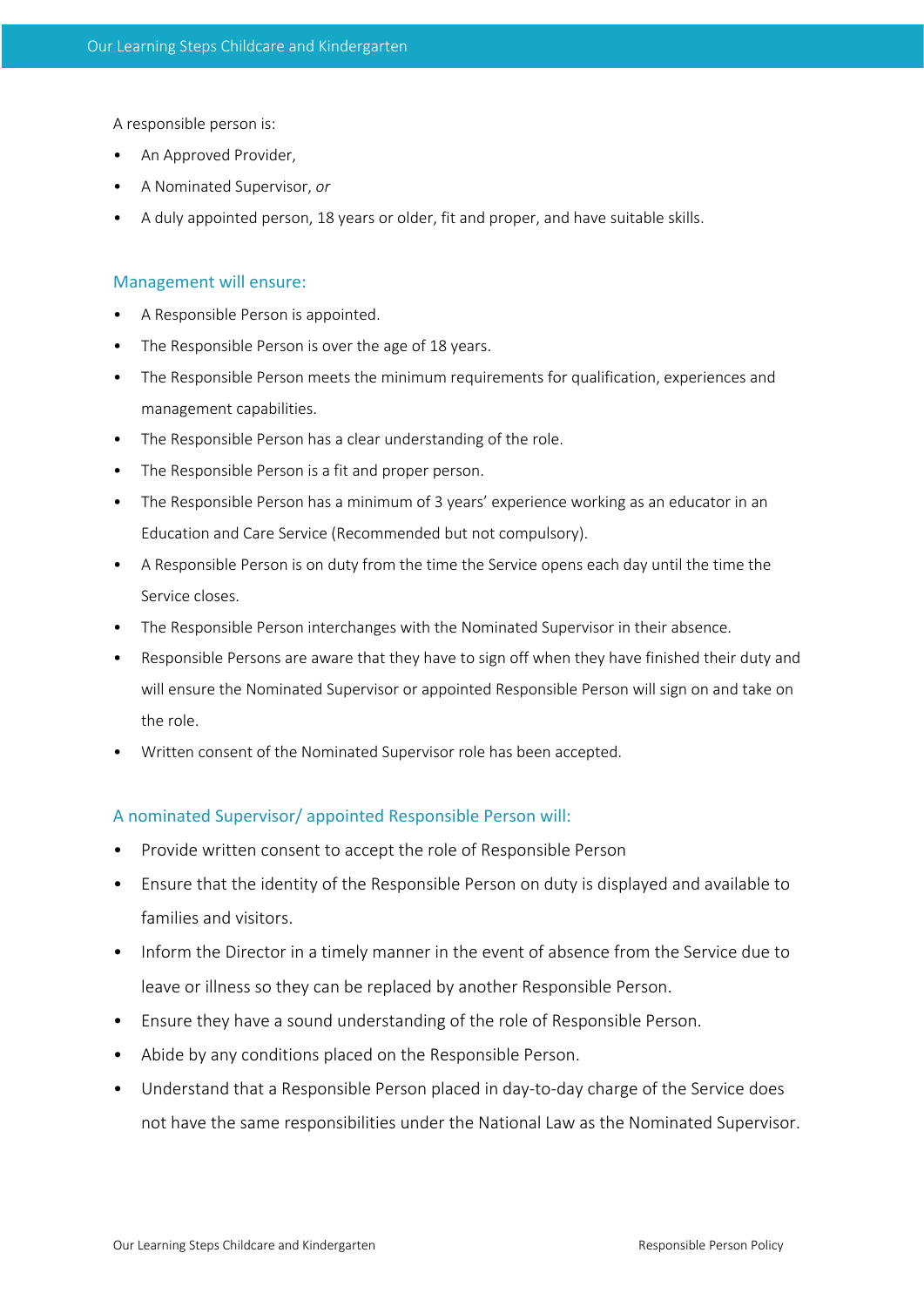A responsible person is:

- An Approved Provider,
- A Nominated Supervisor, *or*
- A duly appointed person, 18 years or older, fit and proper, and have suitable skills.

## Management will ensure:

- A Responsible Person is appointed.
- The Responsible Person is over the age of 18 years.
- The Responsible Person meets the minimum requirements for qualification, experiences and management capabilities.
- The Responsible Person has a clear understanding of the role.
- The Responsible Person is a fit and proper person.
- The Responsible Person has a minimum of 3 years' experience working as an educator in an Education and Care Service (Recommended but not compulsory).
- A Responsible Person is on duty from the time the Service opens each day until the time the Service closes.
- The Responsible Person interchanges with the Nominated Supervisor in their absence.
- Responsible Persons are aware that they have to sign off when they have finished their duty and will ensure the Nominated Supervisor or appointed Responsible Person will sign on and take on the role.
- Written consent of the Nominated Supervisor role has been accepted.

## A nominated Supervisor/ appointed Responsible Person will:

- Provide written consent to accept the role of Responsible Person
- Ensure that the identity of the Responsible Person on duty is displayed and available to families and visitors.
- Inform the Director in a timely manner in the event of absence from the Service due to leave or illness so they can be replaced by another Responsible Person.
- Ensure they have a sound understanding of the role of Responsible Person.
- Abide by any conditions placed on the Responsible Person.
- Understand that a Responsible Person placed in day-to-day charge of the Service does not have the same responsibilities under the National Law as the Nominated Supervisor.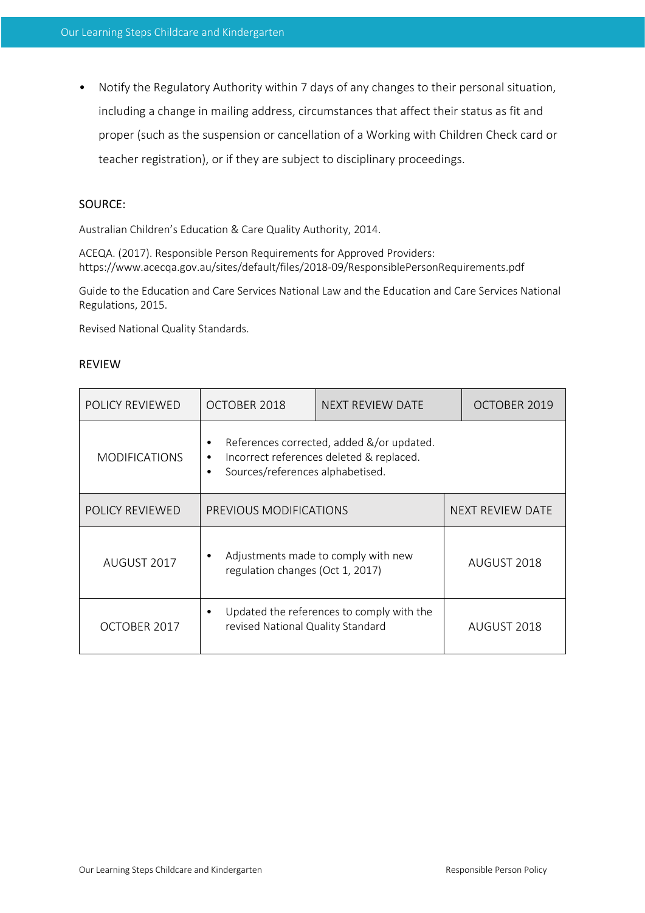- Notify the Regulatory Authority within 7 days of any changes to their personal situation, including a change in mailing address, circumstances that affect their status as fit and proper (such as the suspension or cancellation of a Working with Children Check card or teacher registration), or if they are subject to disciplinary proceedings.

## SOURCE:

Australian Children's Education & Care Quality Authority, 2014.

ACEQA. (2017). Responsible Person Requirements for Approved Providers: https://www.acecqa.gov.au/sites/default/files/2018-09/ResponsiblePersonRequirements.pdf

Guide to the Education and Care Services National Law and the Education and Care Services National Regulations, 2015.

Revised National Quality Standards.

## REVIEW

| POLICY REVIEWED | OCTOBER 2018 | NEXT REVIEW DATE | OCTOBER 2019 |
|---|---|---|---|
| MODIFICATIONS | • References corrected, added &/or updated.<br>• Incorrect references deleted & replaced.<br>• Sources/references alphabetised. | | |

| POLICY REVIEWED | PREVIOUS MODIFICATIONS | NEXT REVIEW DATE |
|---|---|---|
| AUGUST 2017 | • Adjustments made to comply with new regulation changes (Oct 1, 2017) | AUGUST 2018 |
| OCTOBER 2017 | • Updated the references to comply with the revised National Quality Standard | AUGUST 2018 |